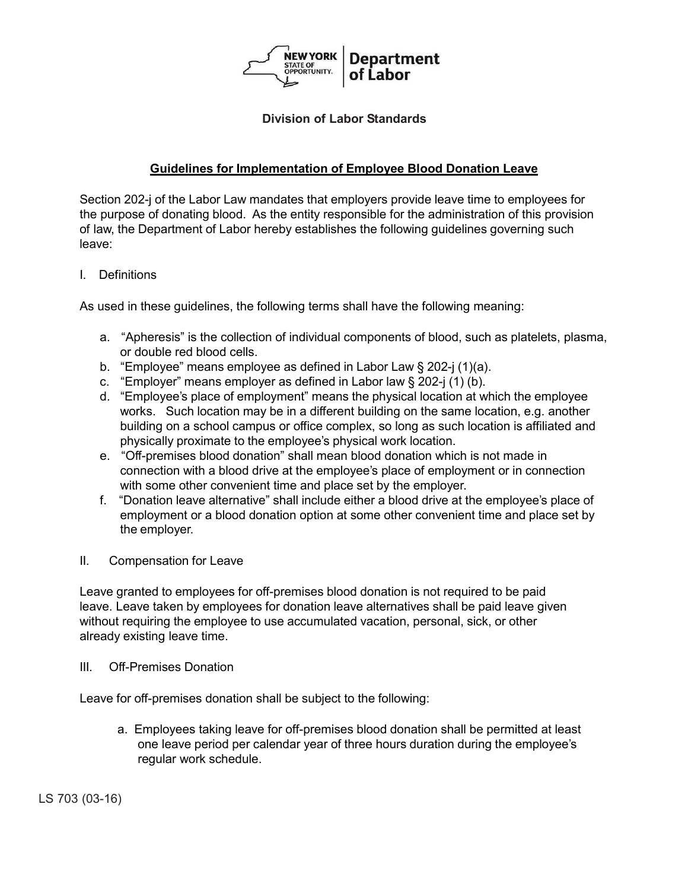NEW YORK STATE OF OPPORTUNITY. | Department of Labor

**Division of Labor Standards**

## Guidelines for Implementation of Employee Blood Donation Leave

Section 202-j of the Labor Law mandates that employers provide leave time to employees for the purpose of donating blood. As the entity responsible for the administration of this provision of law, the Department of Labor hereby establishes the following guidelines governing such leave:

I. Definitions

As used in these guidelines, the following terms shall have the following meaning:

a. "Apheresis" is the collection of individual components of blood, such as platelets, plasma, or double red blood cells.
b. "Employee" means employee as defined in Labor Law § 202-j (1)(a).
c. "Employer" means employer as defined in Labor law § 202-j (1) (b).
d. "Employee's place of employment" means the physical location at which the employee works. Such location may be in a different building on the same location, e.g. another building on a school campus or office complex, so long as such location is affiliated and physically proximate to the employee's physical work location.
e. "Off-premises blood donation" shall mean blood donation which is not made in connection with a blood drive at the employee's place of employment or in connection with some other convenient time and place set by the employer.
f. "Donation leave alternative" shall include either a blood drive at the employee's place of employment or a blood donation option at some other convenient time and place set by the employer.

II. Compensation for Leave

Leave granted to employees for off-premises blood donation is not required to be paid leave. Leave taken by employees for donation leave alternatives shall be paid leave given without requiring the employee to use accumulated vacation, personal, sick, or other already existing leave time.

III. Off-Premises Donation

Leave for off-premises donation shall be subject to the following:

a. Employees taking leave for off-premises blood donation shall be permitted at least one leave period per calendar year of three hours duration during the employee's regular work schedule.

LS 703 (03-16)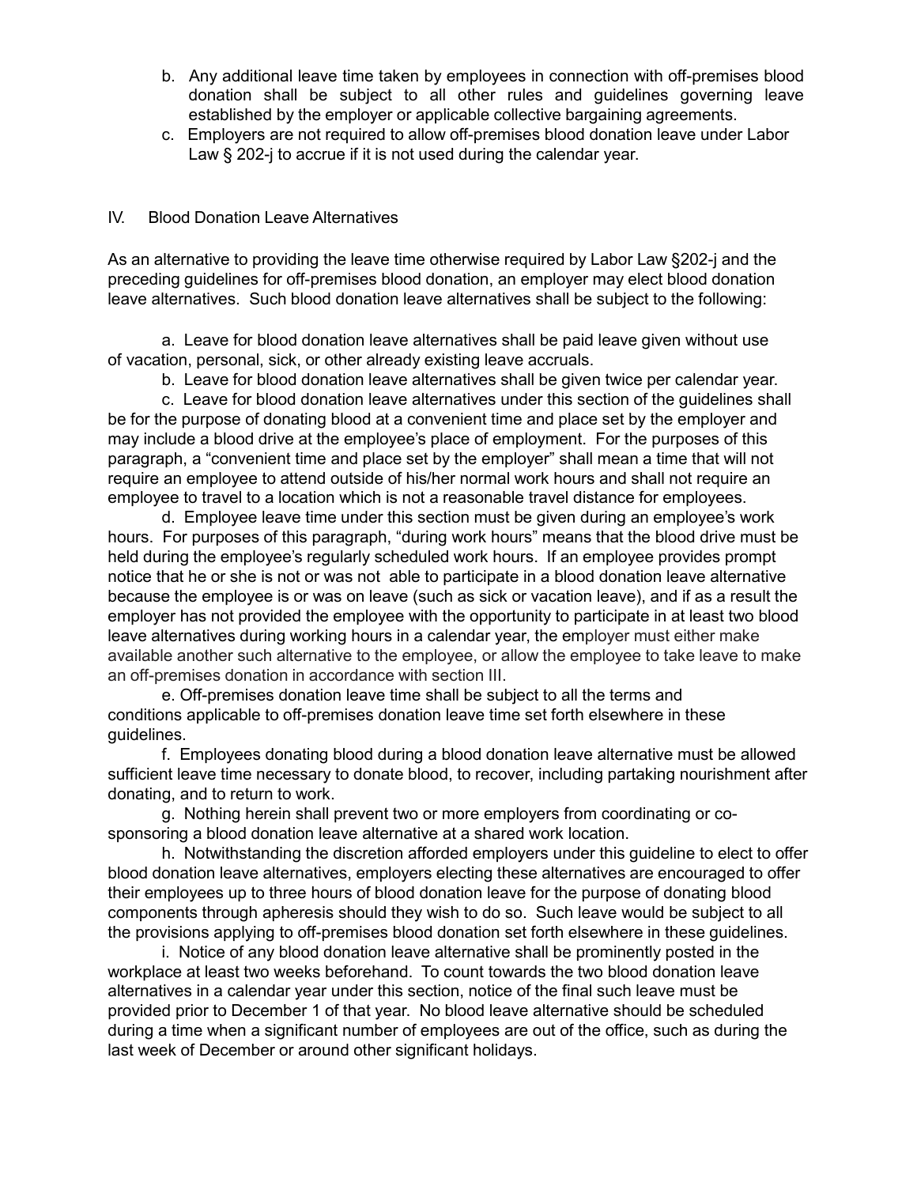b. Any additional leave time taken by employees in connection with off-premises blood donation shall be subject to all other rules and guidelines governing leave established by the employer or applicable collective bargaining agreements.

c. Employers are not required to allow off-premises blood donation leave under Labor Law § 202-j to accrue if it is not used during the calendar year.

## IV. Blood Donation Leave Alternatives

As an alternative to providing the leave time otherwise required by Labor Law §202-j and the preceding guidelines for off-premises blood donation, an employer may elect blood donation leave alternatives. Such blood donation leave alternatives shall be subject to the following:

a. Leave for blood donation leave alternatives shall be paid leave given without use of vacation, personal, sick, or other already existing leave accruals.

b. Leave for blood donation leave alternatives shall be given twice per calendar year.

c. Leave for blood donation leave alternatives under this section of the guidelines shall be for the purpose of donating blood at a convenient time and place set by the employer and may include a blood drive at the employee's place of employment. For the purposes of this paragraph, a "convenient time and place set by the employer" shall mean a time that will not require an employee to attend outside of his/her normal work hours and shall not require an employee to travel to a location which is not a reasonable travel distance for employees.

d. Employee leave time under this section must be given during an employee's work hours. For purposes of this paragraph, "during work hours" means that the blood drive must be held during the employee's regularly scheduled work hours. If an employee provides prompt notice that he or she is not or was not able to participate in a blood donation leave alternative because the employee is or was on leave (such as sick or vacation leave), and if as a result the employer has not provided the employee with the opportunity to participate in at least two blood leave alternatives during working hours in a calendar year, the employer must either make available another such alternative to the employee, or allow the employee to take leave to make an off-premises donation in accordance with section III.

e. Off-premises donation leave time shall be subject to all the terms and conditions applicable to off-premises donation leave time set forth elsewhere in these guidelines.

f. Employees donating blood during a blood donation leave alternative must be allowed sufficient leave time necessary to donate blood, to recover, including partaking nourishment after donating, and to return to work.

g. Nothing herein shall prevent two or more employers from coordinating or co-sponsoring a blood donation leave alternative at a shared work location.

h. Notwithstanding the discretion afforded employers under this guideline to elect to offer blood donation leave alternatives, employers electing these alternatives are encouraged to offer their employees up to three hours of blood donation leave for the purpose of donating blood components through apheresis should they wish to do so. Such leave would be subject to all the provisions applying to off-premises blood donation set forth elsewhere in these guidelines.

i. Notice of any blood donation leave alternative shall be prominently posted in the workplace at least two weeks beforehand. To count towards the two blood donation leave alternatives in a calendar year under this section, notice of the final such leave must be provided prior to December 1 of that year. No blood leave alternative should be scheduled during a time when a significant number of employees are out of the office, such as during the last week of December or around other significant holidays.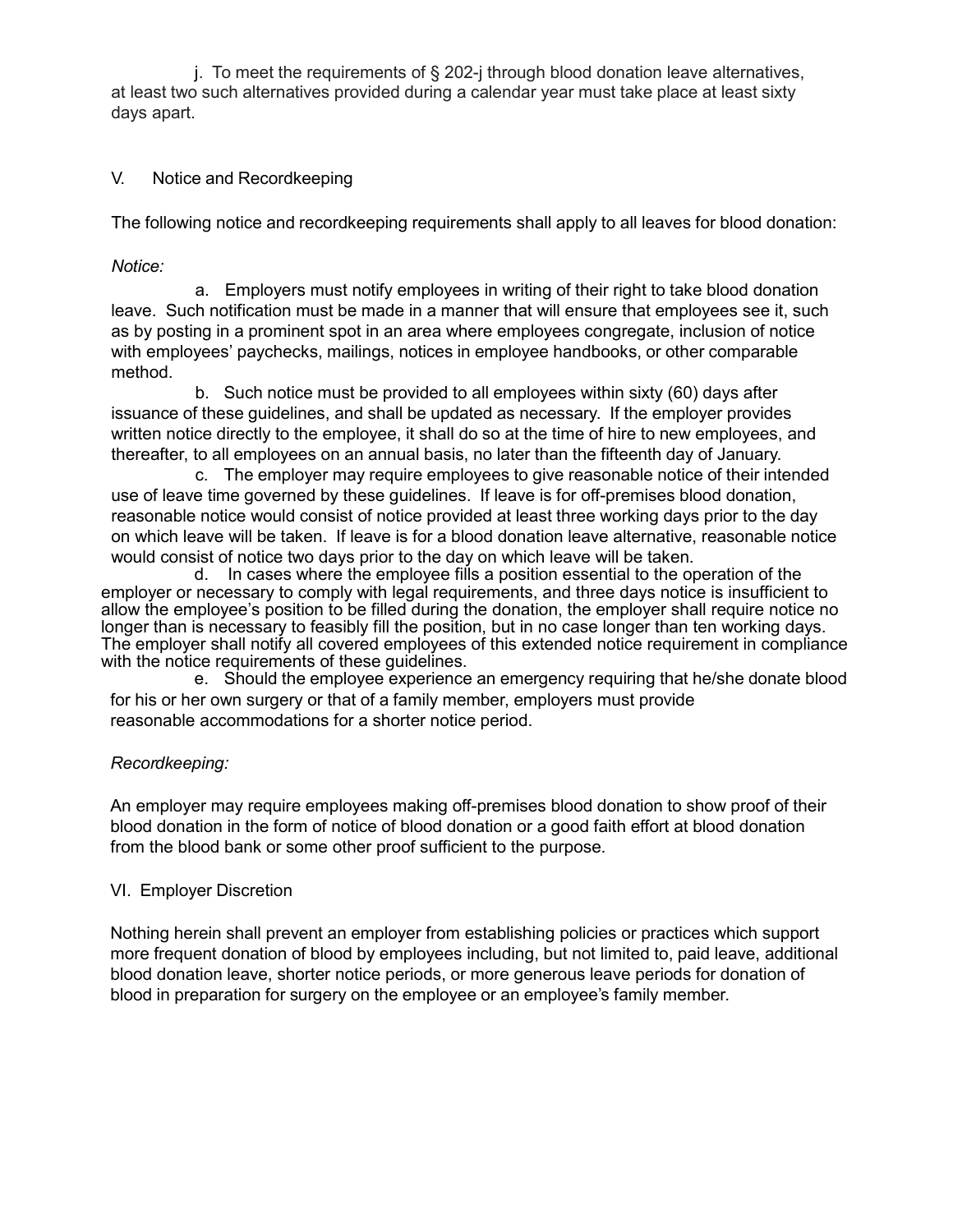j. To meet the requirements of § 202-j through blood donation leave alternatives, at least two such alternatives provided during a calendar year must take place at least sixty days apart.

## V. Notice and Recordkeeping

The following notice and recordkeeping requirements shall apply to all leaves for blood donation:

*Notice:*

a. Employers must notify employees in writing of their right to take blood donation leave. Such notification must be made in a manner that will ensure that employees see it, such as by posting in a prominent spot in an area where employees congregate, inclusion of notice with employees' paychecks, mailings, notices in employee handbooks, or other comparable method.

b. Such notice must be provided to all employees within sixty (60) days after issuance of these guidelines, and shall be updated as necessary. If the employer provides written notice directly to the employee, it shall do so at the time of hire to new employees, and thereafter, to all employees on an annual basis, no later than the fifteenth day of January.

c. The employer may require employees to give reasonable notice of their intended use of leave time governed by these guidelines. If leave is for off-premises blood donation, reasonable notice would consist of notice provided at least three working days prior to the day on which leave will be taken. If leave is for a blood donation leave alternative, reasonable notice would consist of notice two days prior to the day on which leave will be taken.

d. In cases where the employee fills a position essential to the operation of the employer or necessary to comply with legal requirements, and three days notice is insufficient to allow the employee's position to be filled during the donation, the employer shall require notice no longer than is necessary to feasibly fill the position, but in no case longer than ten working days. The employer shall notify all covered employees of this extended notice requirement in compliance with the notice requirements of these guidelines.

e. Should the employee experience an emergency requiring that he/she donate blood for his or her own surgery or that of a family member, employers must provide reasonable accommodations for a shorter notice period.

*Recordkeeping:*

An employer may require employees making off-premises blood donation to show proof of their blood donation in the form of notice of blood donation or a good faith effort at blood donation from the blood bank or some other proof sufficient to the purpose.

## VI. Employer Discretion

Nothing herein shall prevent an employer from establishing policies or practices which support more frequent donation of blood by employees including, but not limited to, paid leave, additional blood donation leave, shorter notice periods, or more generous leave periods for donation of blood in preparation for surgery on the employee or an employee's family member.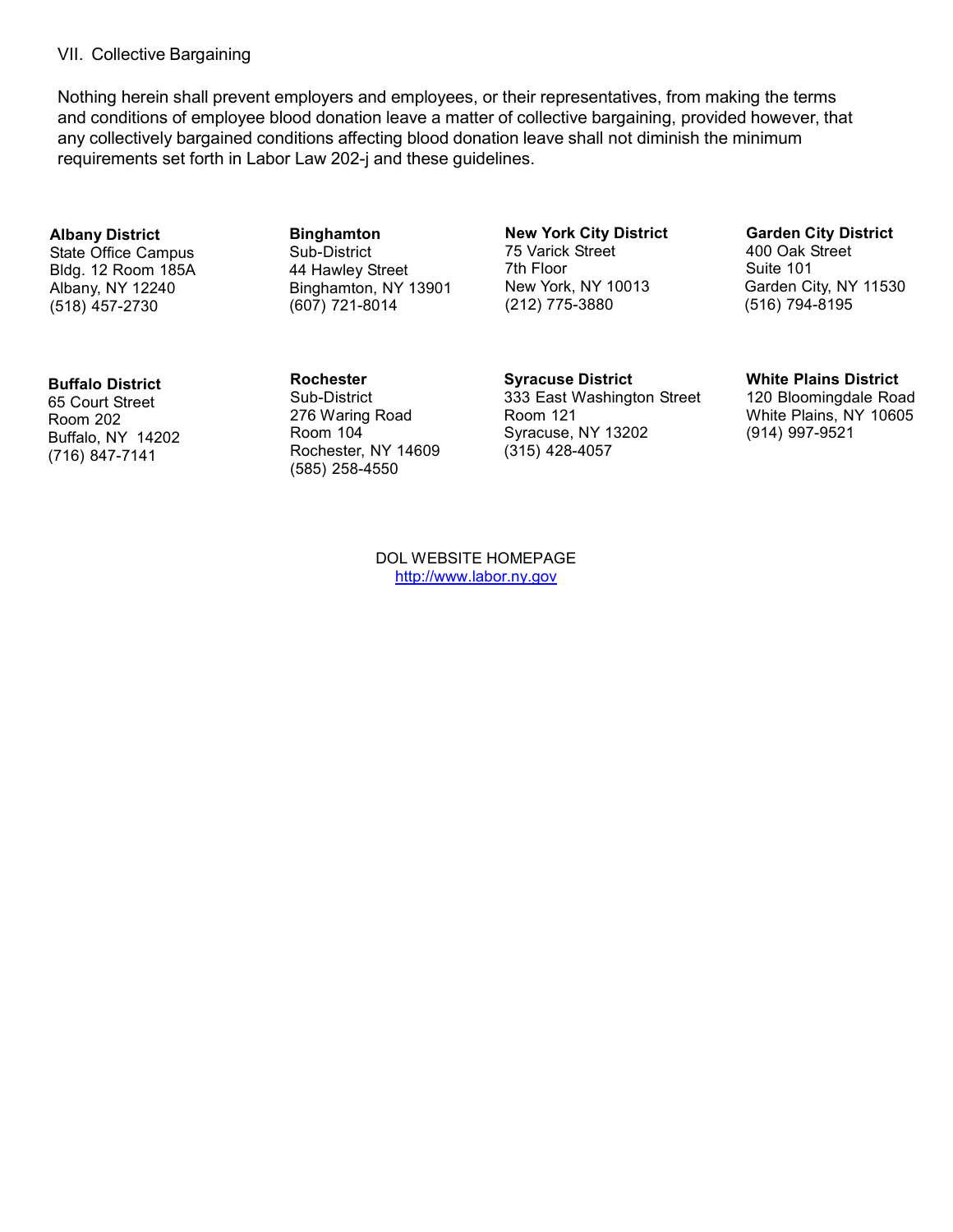## VII. Collective Bargaining

Nothing herein shall prevent employers and employees, or their representatives, from making the terms and conditions of employee blood donation leave a matter of collective bargaining, provided however, that any collectively bargained conditions affecting blood donation leave shall not diminish the minimum requirements set forth in Labor Law 202-j and these guidelines.

**Albany District**
State Office Campus
Bldg. 12 Room 185A
Albany, NY 12240
(518) 457-2730

**Binghamton**
Sub-District
44 Hawley Street
Binghamton, NY 13901
(607) 721-8014

**New York City District**
75 Varick Street
7th Floor
New York, NY 10013
(212) 775-3880

**Garden City District**
400 Oak Street
Suite 101
Garden City, NY 11530
(516) 794-8195

**Buffalo District**
65 Court Street
Room 202
Buffalo, NY 14202
(716) 847-7141

**Rochester**
Sub-District
276 Waring Road
Room 104
Rochester, NY 14609
(585) 258-4550

**Syracuse District**
333 East Washington Street
Room 121
Syracuse, NY 13202
(315) 428-4057

**White Plains District**
120 Bloomingdale Road
White Plains, NY 10605
(914) 997-9521

DOL WEBSITE HOMEPAGE
[http://www.labor.ny.gov](http://www.labor.ny.gov)